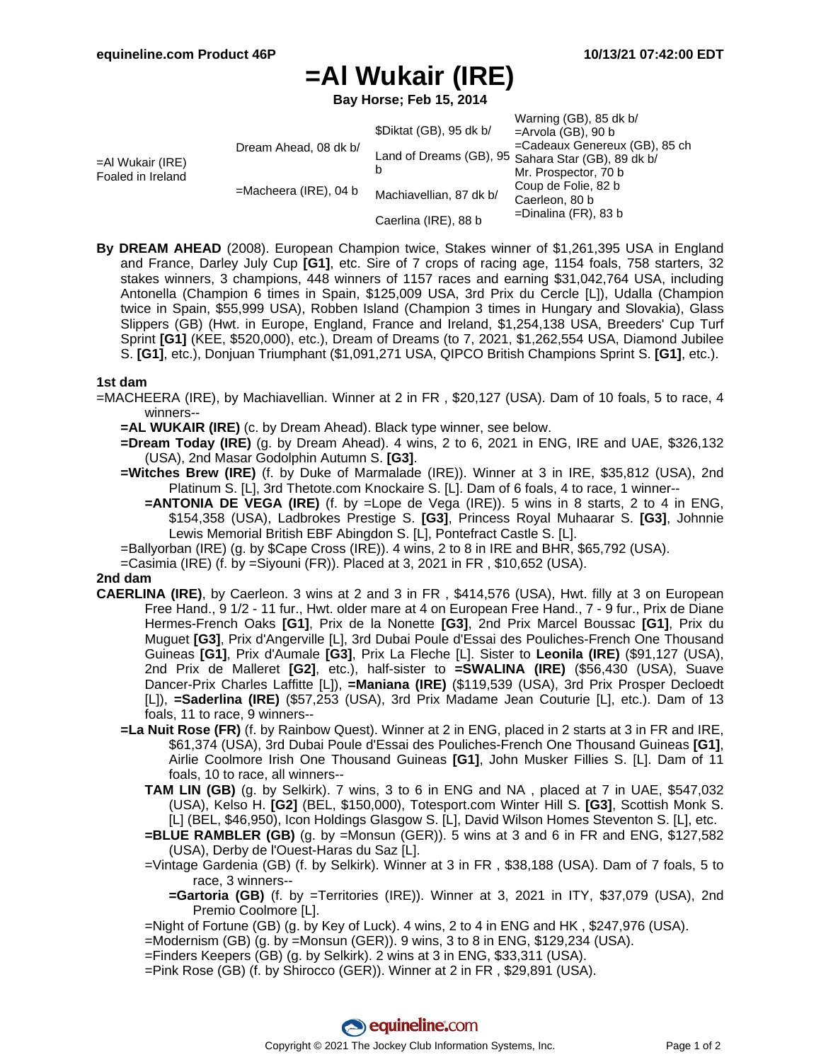# =Al Wukair (IRE)

**Bay Horse; Feb 15, 2014**

| | | | |
|---|---|---|---|
| =Al Wukair (IRE) Foaled in Ireland | Dream Ahead, 08 dk b/ | $Diktat (GB), 95 dk b/ | Warning (GB), 85 dk b/ |
| | | | =Arvola (GB), 90 b |
| | | Land of Dreams (GB), 95 b | =Cadeaux Genereux (GB), 85 ch |
| | | | Sahara Star (GB), 89 dk b/ |
| | =Macheera (IRE), 04 b | Machiavellian, 87 dk b/ | Mr. Prospector, 70 b |
| | | | Coup de Folie, 82 b |
| | | Caerlina (IRE), 88 b | Caerleon, 80 b |
| | | | =Dinalina (FR), 83 b |

**By DREAM AHEAD** (2008). European Champion twice, Stakes winner of $1,261,395 USA in England and France, Darley July Cup **[G1]**, etc. Sire of 7 crops of racing age, 1154 foals, 758 starters, 32 stakes winners, 3 champions, 448 winners of 1157 races and earning $31,042,764 USA, including Antonella (Champion 6 times in Spain, $125,009 USA, 3rd Prix du Cercle [L]), Udalla (Champion twice in Spain, $55,999 USA), Robben Island (Champion 3 times in Hungary and Slovakia), Glass Slippers (GB) (Hwt. in Europe, England, France and Ireland, $1,254,138 USA, Breeders' Cup Turf Sprint **[G1]** (KEE, $520,000), etc.), Dream of Dreams (to 7, 2021, $1,262,554 USA, Diamond Jubilee S. **[G1]**, etc.), Donjuan Triumphant ($1,091,271 USA, QIPCO British Champions Sprint S. **[G1]**, etc.).

### 1st dam

=MACHEERA (IRE), by Machiavellian. Winner at 2 in FR , $20,127 (USA). Dam of 10 foals, 5 to race, 4 winners--

- **=AL WUKAIR (IRE)** (c. by Dream Ahead). Black type winner, see below.
- **=Dream Today (IRE)** (g. by Dream Ahead). 4 wins, 2 to 6, 2021 in ENG, IRE and UAE, $326,132 (USA), 2nd Masar Godolphin Autumn S. **[G3]**.
- **=Witches Brew (IRE)** (f. by Duke of Marmalade (IRE)). Winner at 3 in IRE, $35,812 (USA), 2nd Platinum S. [L], 3rd Thetote.com Knockaire S. [L]. Dam of 6 foals, 4 to race, 1 winner--
  - **=ANTONIA DE VEGA (IRE)** (f. by =Lope de Vega (IRE)). 5 wins in 8 starts, 2 to 4 in ENG, $154,358 (USA), Ladbrokes Prestige S. **[G3]**, Princess Royal Muhaarar S. **[G3]**, Johnnie Lewis Memorial British EBF Abingdon S. [L], Pontefract Castle S. [L].
- =Ballyorban (IRE) (g. by $Cape Cross (IRE)). 4 wins, 2 to 8 in IRE and BHR, $65,792 (USA).
- =Casimia (IRE) (f. by =Siyouni (FR)). Placed at 3, 2021 in FR , $10,652 (USA).

### 2nd dam

**CAERLINA (IRE)**, by Caerleon. 3 wins at 2 and 3 in FR , $414,576 (USA), Hwt. filly at 3 on European Free Hand., 9 1/2 - 11 fur., Hwt. older mare at 4 on European Free Hand., 7 - 9 fur., Prix de Diane Hermes-French Oaks **[G1]**, Prix de la Nonette **[G3]**, 2nd Prix Marcel Boussac **[G1]**, Prix du Muguet **[G3]**, Prix d'Angerville [L], 3rd Dubai Poule d'Essai des Pouliches-French One Thousand Guineas **[G1]**, Prix d'Aumale **[G3]**, Prix La Fleche [L]. Sister to **Leonila (IRE)** ($91,127 (USA), 2nd Prix de Malleret **[G2]**, etc.), half-sister to **=SWALINA (IRE)** ($56,430 (USA), Suave Dancer-Prix Charles Laffitte [L]), **=Maniana (IRE)** ($119,539 (USA), 3rd Prix Prosper Decloedt [L]), **=Saderlina (IRE)** ($57,253 (USA), 3rd Prix Madame Jean Couturie [L], etc.). Dam of 13 foals, 11 to race, 9 winners--

- **=La Nuit Rose (FR)** (f. by Rainbow Quest). Winner at 2 in ENG, placed in 2 starts at 3 in FR and IRE, $61,374 (USA), 3rd Dubai Poule d'Essai des Pouliches-French One Thousand Guineas **[G1]**, Airlie Coolmore Irish One Thousand Guineas **[G1]**, John Musker Fillies S. [L]. Dam of 11 foals, 10 to race, all winners--
  - **TAM LIN (GB)** (g. by Selkirk). 7 wins, 3 to 6 in ENG and NA , placed at 7 in UAE, $547,032 (USA), Kelso H. **[G2]** (BEL, $150,000), Totesport.com Winter Hill S. **[G3]**, Scottish Monk S. [L] (BEL, $46,950), Icon Holdings Glasgow S. [L], David Wilson Homes Steventon S. [L], etc.
  - **=BLUE RAMBLER (GB)** (g. by =Monsun (GER)). 5 wins at 3 and 6 in FR and ENG, $127,582 (USA), Derby de l'Ouest-Haras du Saz [L].
  - =Vintage Gardenia (GB) (f. by Selkirk). Winner at 3 in FR , $38,188 (USA). Dam of 7 foals, 5 to race, 3 winners--
    - **=Gartoria (GB)** (f. by =Territories (IRE)). Winner at 3, 2021 in ITY, $37,079 (USA), 2nd Premio Coolmore [L].
  - =Night of Fortune (GB) (g. by Key of Luck). 4 wins, 2 to 4 in ENG and HK , $247,976 (USA).
  - =Modernism (GB) (g. by =Monsun (GER)). 9 wins, 3 to 8 in ENG, $129,234 (USA).
  - =Finders Keepers (GB) (g. by Selkirk). 2 wins at 3 in ENG, $33,311 (USA).
  - =Pink Rose (GB) (f. by Shirocco (GER)). Winner at 2 in FR , $29,891 (USA).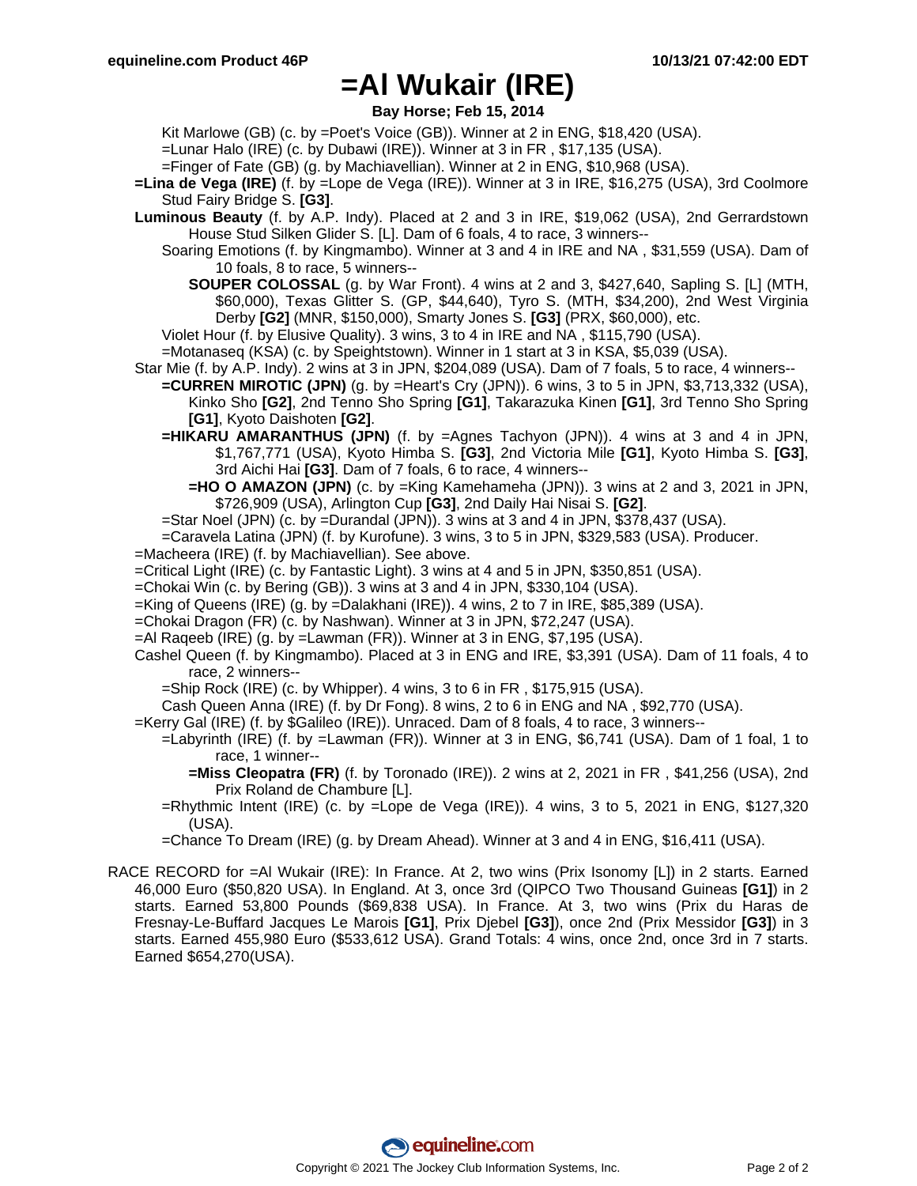# =Al Wukair (IRE)

**Bay Horse; Feb 15, 2014**

Kit Marlowe (GB) (c. by =Poet's Voice (GB)). Winner at 2 in ENG, $18,420 (USA).

=Lunar Halo (IRE) (c. by Dubawi (IRE)). Winner at 3 in FR , $17,135 (USA).

=Finger of Fate (GB) (g. by Machiavellian). Winner at 2 in ENG, $10,968 (USA).

**=Lina de Vega (IRE)** (f. by =Lope de Vega (IRE)). Winner at 3 in IRE, $16,275 (USA), 3rd Coolmore Stud Fairy Bridge S. **[G3]**.

**Luminous Beauty** (f. by A.P. Indy). Placed at 2 and 3 in IRE, $19,062 (USA), 2nd Gerrardstown House Stud Silken Glider S. [L]. Dam of 6 foals, 4 to race, 3 winners--

Soaring Emotions (f. by Kingmambo). Winner at 3 and 4 in IRE and NA , $31,559 (USA). Dam of 10 foals, 8 to race, 5 winners--

**SOUPER COLOSSAL** (g. by War Front). 4 wins at 2 and 3, $427,640, Sapling S. [L] (MTH, $60,000), Texas Glitter S. (GP, $44,640), Tyro S. (MTH, $34,200), 2nd West Virginia Derby **[G2]** (MNR, $150,000), Smarty Jones S. **[G3]** (PRX, $60,000), etc.

Violet Hour (f. by Elusive Quality). 3 wins, 3 to 4 in IRE and NA , $115,790 (USA).

=Motanaseq (KSA) (c. by Speightstown). Winner in 1 start at 3 in KSA, $5,039 (USA).

Star Mie (f. by A.P. Indy). 2 wins at 3 in JPN, $204,089 (USA). Dam of 7 foals, 5 to race, 4 winners--

**=CURREN MIROTIC (JPN)** (g. by =Heart's Cry (JPN)). 6 wins, 3 to 5 in JPN, $3,713,332 (USA), Kinko Sho **[G2]**, 2nd Tenno Sho Spring **[G1]**, Takarazuka Kinen **[G1]**, 3rd Tenno Sho Spring **[G1]**, Kyoto Daishoten **[G2]**.

**=HIKARU AMARANTHUS (JPN)** (f. by =Agnes Tachyon (JPN)). 4 wins at 3 and 4 in JPN, $1,767,771 (USA), Kyoto Himba S. **[G3]**, 2nd Victoria Mile **[G1]**, Kyoto Himba S. **[G3]**, 3rd Aichi Hai **[G3]**. Dam of 7 foals, 6 to race, 4 winners--

**=HO O AMAZON (JPN)** (c. by =King Kamehameha (JPN)). 3 wins at 2 and 3, 2021 in JPN, $726,909 (USA), Arlington Cup **[G3]**, 2nd Daily Hai Nisai S. **[G2]**.

=Star Noel (JPN) (c. by =Durandal (JPN)). 3 wins at 3 and 4 in JPN, $378,437 (USA).

=Caravela Latina (JPN) (f. by Kurofune). 3 wins, 3 to 5 in JPN, $329,583 (USA). Producer.

=Macheera (IRE) (f. by Machiavellian). See above.

=Critical Light (IRE) (c. by Fantastic Light). 3 wins at 4 and 5 in JPN, $350,851 (USA).

=Chokai Win (c. by Bering (GB)). 3 wins at 3 and 4 in JPN, $330,104 (USA).

=King of Queens (IRE) (g. by =Dalakhani (IRE)). 4 wins, 2 to 7 in IRE, $85,389 (USA).

=Chokai Dragon (FR) (c. by Nashwan). Winner at 3 in JPN, $72,247 (USA).

=Al Raqeeb (IRE) (g. by =Lawman (FR)). Winner at 3 in ENG, $7,195 (USA).

Cashel Queen (f. by Kingmambo). Placed at 3 in ENG and IRE, $3,391 (USA). Dam of 11 foals, 4 to race, 2 winners--

=Ship Rock (IRE) (c. by Whipper). 4 wins, 3 to 6 in FR , $175,915 (USA).

Cash Queen Anna (IRE) (f. by Dr Fong). 8 wins, 2 to 6 in ENG and NA , $92,770 (USA).

=Kerry Gal (IRE) (f. by $Galileo (IRE)). Unraced. Dam of 8 foals, 4 to race, 3 winners--

=Labyrinth (IRE) (f. by =Lawman (FR)). Winner at 3 in ENG, $6,741 (USA). Dam of 1 foal, 1 to race, 1 winner--

**=Miss Cleopatra (FR)** (f. by Toronado (IRE)). 2 wins at 2, 2021 in FR , $41,256 (USA), 2nd Prix Roland de Chambure [L].

=Rhythmic Intent (IRE) (c. by =Lope de Vega (IRE)). 4 wins, 3 to 5, 2021 in ENG, $127,320 (USA).

=Chance To Dream (IRE) (g. by Dream Ahead). Winner at 3 and 4 in ENG, $16,411 (USA).

RACE RECORD for =Al Wukair (IRE): In France. At 2, two wins (Prix Isonomy [L]) in 2 starts. Earned 46,000 Euro ($50,820 USA). In England. At 3, once 3rd (QIPCO Two Thousand Guineas **[G1]**) in 2 starts. Earned 53,800 Pounds ($69,838 USA). In France. At 3, two wins (Prix du Haras de Fresnay-Le-Buffard Jacques Le Marois **[G1]**, Prix Djebel **[G3]**), once 2nd (Prix Messidor **[G3]**) in 3 starts. Earned 455,980 Euro ($533,612 USA). Grand Totals: 4 wins, once 2nd, once 3rd in 7 starts. Earned $654,270(USA).